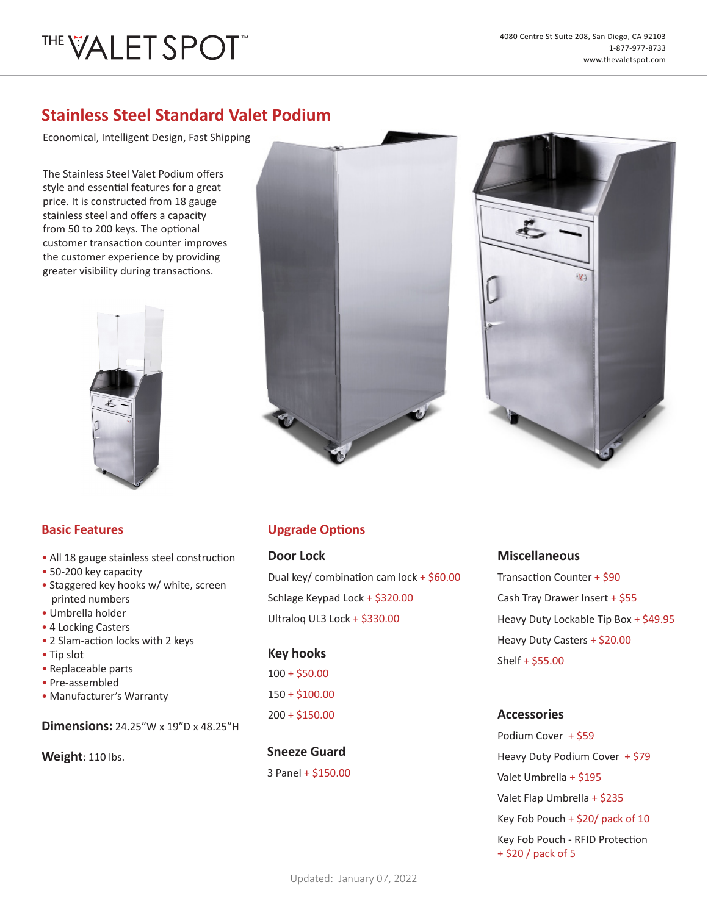THE VALET SPOT™

4080 Centre St Suite 208, San Diego, CA 92103
1-877-977-8733
www.thevaletspot.com

# Stainless Steel Standard Valet Podium

Economical, Intelligent Design, Fast Shipping

The Stainless Steel Valet Podium offers style and essential features for a great price. It is constructed from 18 gauge stainless steel and offers a capacity from 50 to 200 keys. The optional customer transaction counter improves the customer experience by providing greater visibility during transactions.

## Basic Features

- All 18 gauge stainless steel construction
- 50-200 key capacity
- Staggered key hooks w/ white, screen printed numbers
- Umbrella holder
- 4 Locking Casters
- 2 Slam-action locks with 2 keys
- Tip slot
- Replaceable parts
- Pre-assembled
- Manufacturer's Warranty

**Dimensions:** 24.25"W x 19"D x 48.25"H

**Weight**: 110 lbs.

## Upgrade Options

### Door Lock

Dual key/ combination cam lock + $60.00

Schlage Keypad Lock + $320.00

Ultraloq UL3 Lock + $330.00

### Key hooks

100 + $50.00

150 + $100.00

200 + $150.00

### Sneeze Guard

3 Panel + $150.00

### Miscellaneous

Transaction Counter + $90

Cash Tray Drawer Insert + $55

Heavy Duty Lockable Tip Box + $49.95

Heavy Duty Casters + $20.00

Shelf + $55.00

### Accessories

Podium Cover + $59

Heavy Duty Podium Cover + $79

Valet Umbrella + $195

Valet Flap Umbrella + $235

Key Fob Pouch + $20/ pack of 10

Key Fob Pouch - RFID Protection + $20 / pack of 5

Updated: January 07, 2022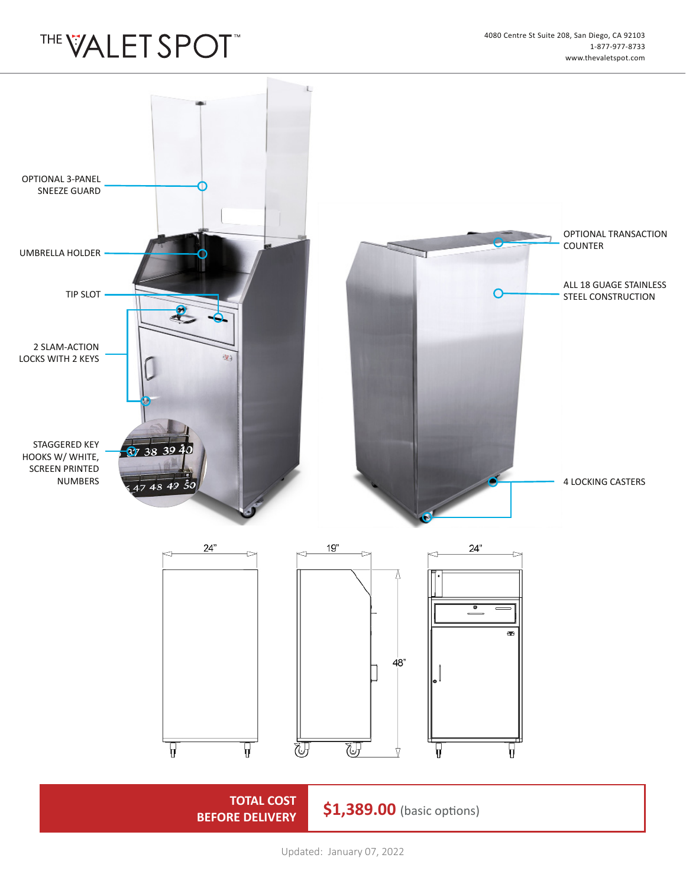THE VALET SPOT™

4080 Centre St Suite 208, San Diego, CA 92103
1-877-977-8733
www.thevaletspot.com

OPTIONAL 3-PANEL SNEEZE GUARD

UMBRELLA HOLDER

TIP SLOT

2 SLAM-ACTION LOCKS WITH 2 KEYS

STAGGERED KEY HOOKS W/ WHITE, SCREEN PRINTED NUMBERS

37 38 39 40
47 48 49 50

OPTIONAL TRANSACTION COUNTER

ALL 18 GUAGE STAINLESS STEEL CONSTRUCTION

4 LOCKING CASTERS

24"
19"
24"
48"

**TOTAL COST BEFORE DELIVERY** **$1,389.00** (basic options)

Updated: January 07, 2022